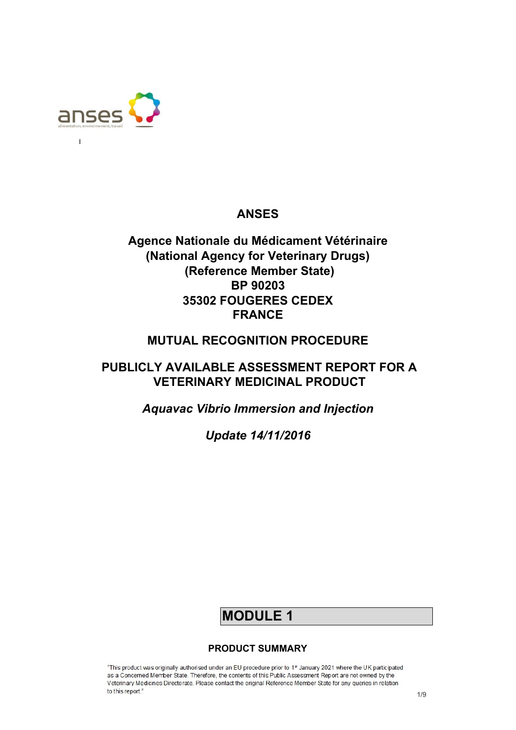anses

alimentation, environnement, travail

**ANSES**

**Agence Nationale du Médicament Vétérinaire**
**(National Agency for Veterinary Drugs)**
**(Reference Member State)**
**BP 90203**
**35302 FOUGERES CEDEX**
**FRANCE**

**MUTUAL RECOGNITION PROCEDURE**

**PUBLICLY AVAILABLE ASSESSMENT REPORT FOR A VETERINARY MEDICINAL PRODUCT**

***Aquavac Vibrio Immersion and Injection***

***Update 14/11/2016***

# MODULE 1

**PRODUCT SUMMARY**

"This product was originally authorised under an EU procedure prior to 1st January 2021 where the UK participated as a Concerned Member State. Therefore, the contents of this Public Assessment Report are not owned by the Veterinary Medicines Directorate. Please contact the original Reference Member State for any queries in relation to this report."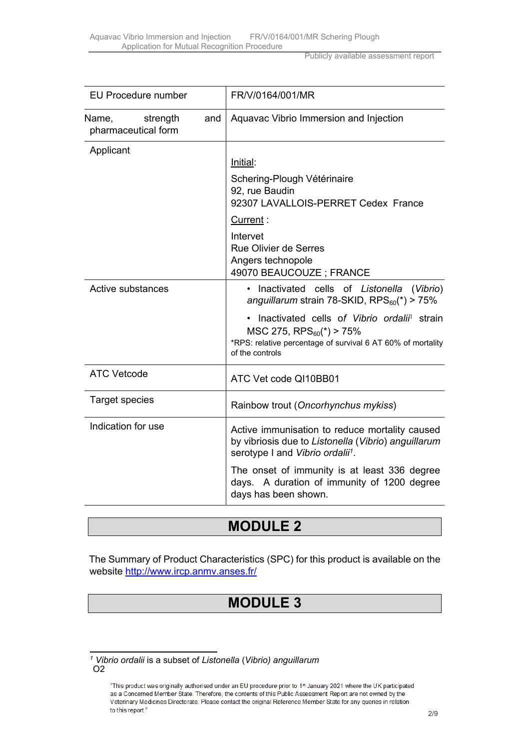| EU Procedure number | FR/V/0164/001/MR |
|---|---|
| Name, strength and pharmaceutical form | Aquavac Vibrio Immersion and Injection |
| Applicant | Initial:<br>Schering-Plough Vétérinaire<br>92, rue Baudin<br>92307 LAVALLOIS-PERRET Cedex France<br>Current :<br>Intervet<br>Rue Olivier de Serres<br>Angers technopole<br>49070 BEAUCOUZE ; FRANCE |
| Active substances | • Inactivated cells of *Listonella* (*Vibrio*) *anguillarum* strain 78-SKID, $RPS_{60}$(*) > 75%<br>• Inactivated cells of *Vibrio ordalii*[1] strain MSC 275, $RPS_{60}$(*) > 75%<br>*RPS: relative percentage of survival 6 AT 60% of mortality of the controls |
| ATC Vetcode | ATC Vet code QI10BB01 |
| Target species | Rainbow trout (*Oncorhynchus mykiss*) |
| Indication for use | Active immunisation to reduce mortality caused by vibriosis due to *Listonella* (*Vibrio*) *anguillarum* serotype I and *Vibrio ordalii*[1].<br>The onset of immunity is at least 336 degree days. A duration of immunity of 1200 degree days has been shown. |

# MODULE 2

The Summary of Product Characteristics (SPC) for this product is available on the website http://www.ircp.anmv.anses.fr/

# MODULE 3

[1] *Vibrio ordalii* is a subset of *Listonella* (*Vibrio*) *anguillarum*
O2

"This product was originally authorised under an EU procedure prior to 1st January 2021 where the UK participated as a Concerned Member State. Therefore, the contents of this Public Assessment Report are not owned by the Veterinary Medicines Directorate. Please contact the original Reference Member State for any queries in relation to this report."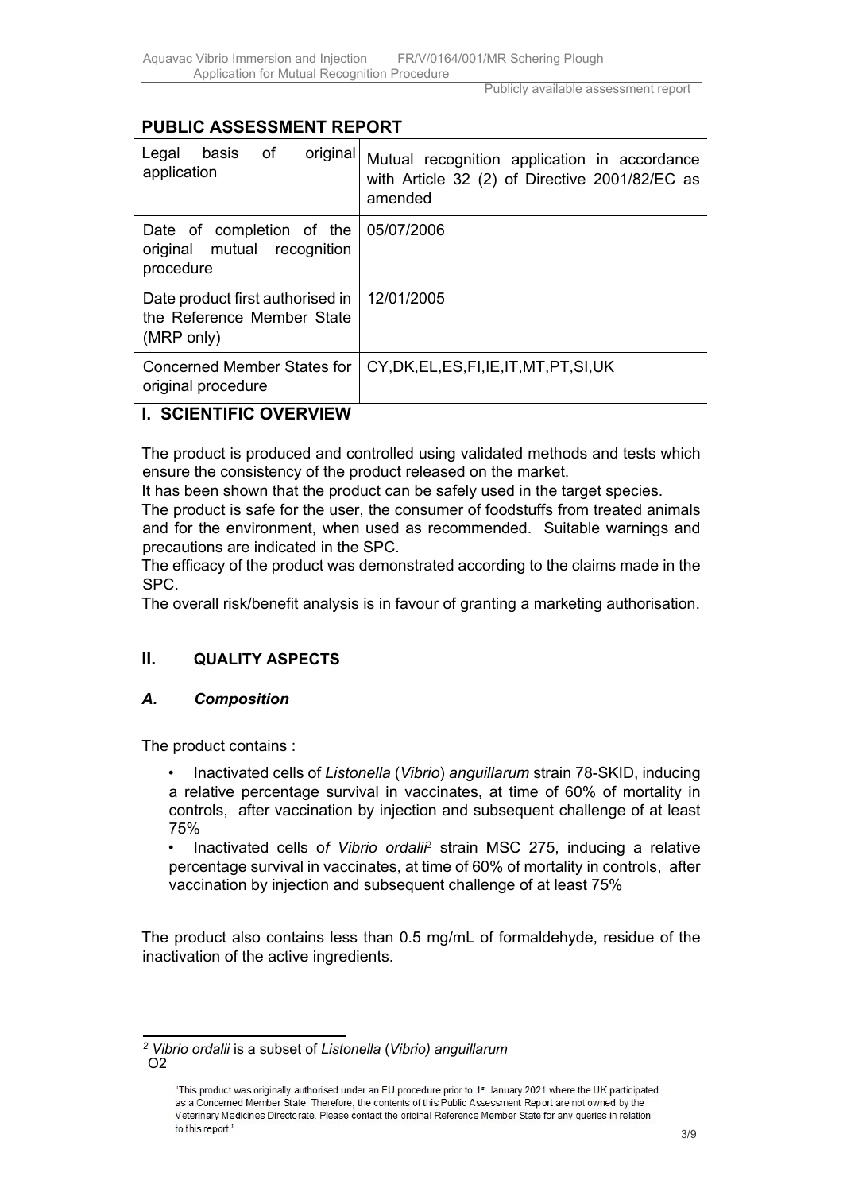## PUBLIC ASSESSMENT REPORT

| Legal basis of original application | Mutual recognition application in accordance with Article 32 (2) of Directive 2001/82/EC as amended |
|---|---|
| Date of completion of the original mutual recognition procedure | 05/07/2006 |
| Date product first authorised in the Reference Member State (MRP only) | 12/01/2005 |
| Concerned Member States for original procedure | CY,DK,EL,ES,FI,IE,IT,MT,PT,SI,UK |

## I. SCIENTIFIC OVERVIEW

The product is produced and controlled using validated methods and tests which ensure the consistency of the product released on the market.

It has been shown that the product can be safely used in the target species.

The product is safe for the user, the consumer of foodstuffs from treated animals and for the environment, when used as recommended. Suitable warnings and precautions are indicated in the SPC.

The efficacy of the product was demonstrated according to the claims made in the SPC.

The overall risk/benefit analysis is in favour of granting a marketing authorisation.

## II. QUALITY ASPECTS

### *A. Composition*

The product contains :

- Inactivated cells of *Listonella* (*Vibrio*) *anguillarum* strain 78-SKID, inducing a relative percentage survival in vaccinates, at time of 60% of mortality in controls, after vaccination by injection and subsequent challenge of at least 75%
- Inactivated cells o*f Vibrio ordalii*[2] strain MSC 275, inducing a relative percentage survival in vaccinates, at time of 60% of mortality in controls, after vaccination by injection and subsequent challenge of at least 75%

The product also contains less than 0.5 mg/mL of formaldehyde, residue of the inactivation of the active ingredients.

---

[2] *Vibrio ordalii* is a subset of *Listonella* (*Vibrio) anguillarum*

O2

"This product was originally authorised under an EU procedure prior to 1st January 2021 where the UK participated as a Concerned Member State. Therefore, the contents of this Public Assessment Report are not owned by the Veterinary Medicines Directorate. Please contact the original Reference Member State for any queries in relation to this report."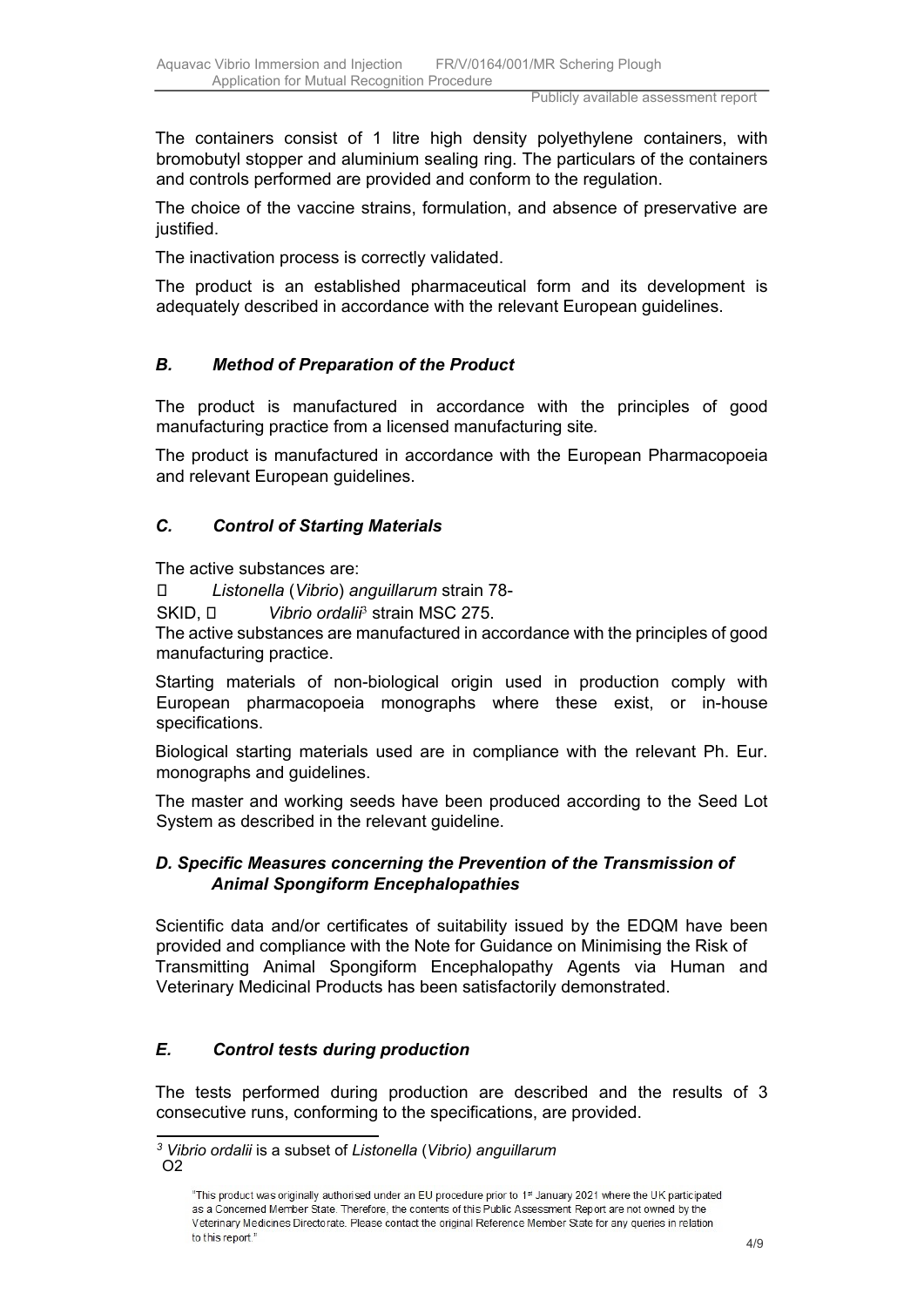The containers consist of 1 litre high density polyethylene containers, with bromobutyl stopper and aluminium sealing ring. The particulars of the containers and controls performed are provided and conform to the regulation.

The choice of the vaccine strains, formulation, and absence of preservative are justified.

The inactivation process is correctly validated.

The product is an established pharmaceutical form and its development is adequately described in accordance with the relevant European guidelines.

## *B. Method of Preparation of the Product*

The product is manufactured in accordance with the principles of good manufacturing practice from a licensed manufacturing site.

The product is manufactured in accordance with the European Pharmacopoeia and relevant European guidelines.

## *C. Control of Starting Materials*

The active substances are:

- *Listonella* (*Vibrio*) *anguillarum* strain 78-SKID,
- *Vibrio ordalii*[3] strain MSC 275.

The active substances are manufactured in accordance with the principles of good manufacturing practice.

Starting materials of non-biological origin used in production comply with European pharmacopoeia monographs where these exist, or in-house specifications.

Biological starting materials used are in compliance with the relevant Ph. Eur. monographs and guidelines.

The master and working seeds have been produced according to the Seed Lot System as described in the relevant guideline.

## *D. Specific Measures concerning the Prevention of the Transmission of Animal Spongiform Encephalopathies*

Scientific data and/or certificates of suitability issued by the EDQM have been provided and compliance with the Note for Guidance on Minimising the Risk of Transmitting Animal Spongiform Encephalopathy Agents via Human and Veterinary Medicinal Products has been satisfactorily demonstrated.

## *E. Control tests during production*

The tests performed during production are described and the results of 3 consecutive runs, conforming to the specifications, are provided.

---

[3] *Vibrio ordalii* is a subset of *Listonella* (*Vibrio) anguillarum* O2

"This product was originally authorised under an EU procedure prior to 1st January 2021 where the UK participated as a Concerned Member State. Therefore, the contents of this Public Assessment Report are not owned by the Veterinary Medicines Directorate. Please contact the original Reference Member State for any queries in relation to this report."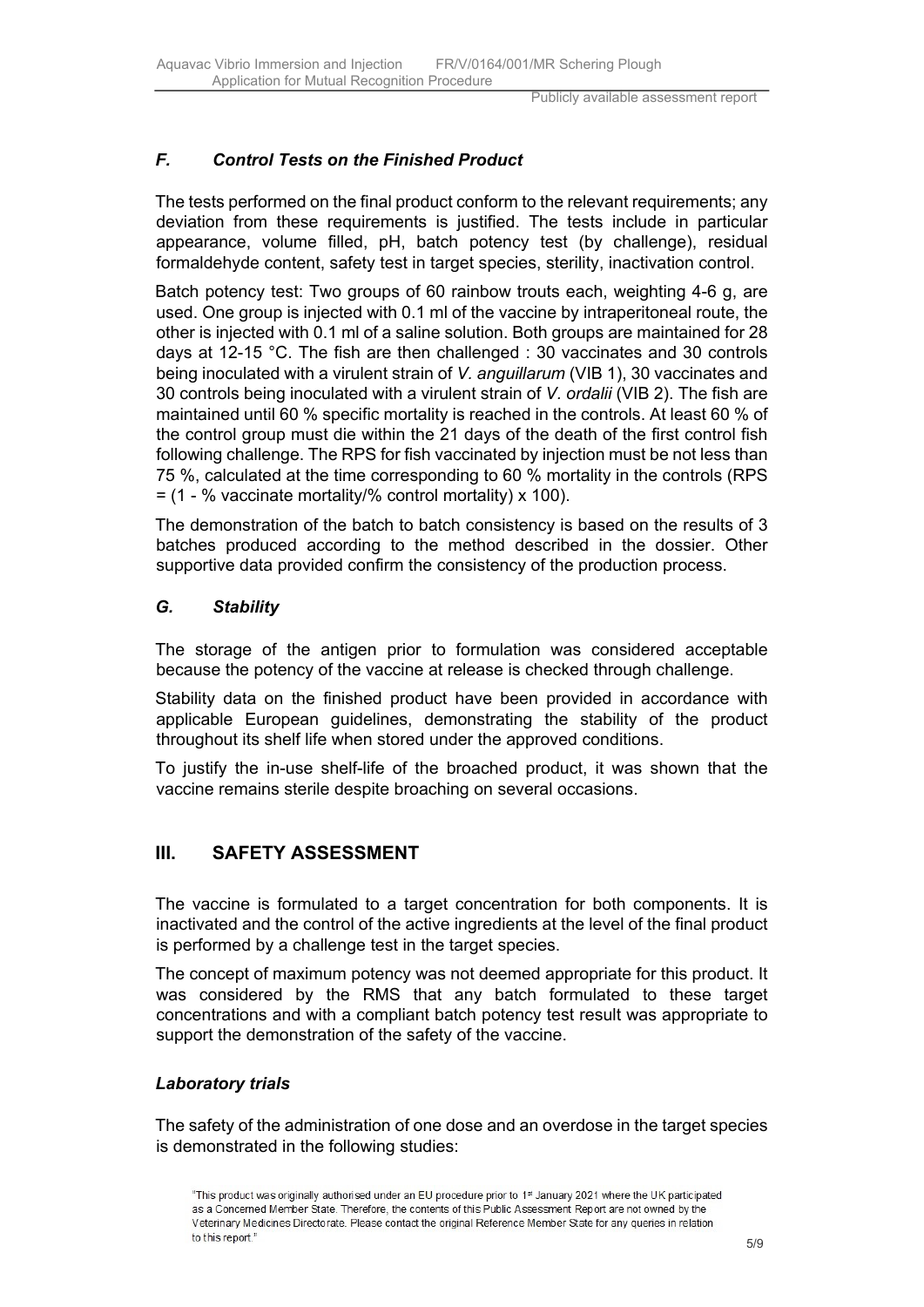### *F. Control Tests on the Finished Product*

The tests performed on the final product conform to the relevant requirements; any deviation from these requirements is justified. The tests include in particular appearance, volume filled, pH, batch potency test (by challenge), residual formaldehyde content, safety test in target species, sterility, inactivation control.

Batch potency test: Two groups of 60 rainbow trouts each, weighting 4-6 g, are used. One group is injected with 0.1 ml of the vaccine by intraperitoneal route, the other is injected with 0.1 ml of a saline solution. Both groups are maintained for 28 days at 12-15 °C. The fish are then challenged : 30 vaccinates and 30 controls being inoculated with a virulent strain of *V. anguillarum* (VIB 1), 30 vaccinates and 30 controls being inoculated with a virulent strain of *V. ordalii* (VIB 2). The fish are maintained until 60 % specific mortality is reached in the controls. At least 60 % of the control group must die within the 21 days of the death of the first control fish following challenge. The RPS for fish vaccinated by injection must be not less than 75 %, calculated at the time corresponding to 60 % mortality in the controls (RPS = (1 - % vaccinate mortality/% control mortality) x 100).

The demonstration of the batch to batch consistency is based on the results of 3 batches produced according to the method described in the dossier. Other supportive data provided confirm the consistency of the production process.

### *G. Stability*

The storage of the antigen prior to formulation was considered acceptable because the potency of the vaccine at release is checked through challenge.

Stability data on the finished product have been provided in accordance with applicable European guidelines, demonstrating the stability of the product throughout its shelf life when stored under the approved conditions.

To justify the in-use shelf-life of the broached product, it was shown that the vaccine remains sterile despite broaching on several occasions.

## III. SAFETY ASSESSMENT

The vaccine is formulated to a target concentration for both components. It is inactivated and the control of the active ingredients at the level of the final product is performed by a challenge test in the target species.

The concept of maximum potency was not deemed appropriate for this product. It was considered by the RMS that any batch formulated to these target concentrations and with a compliant batch potency test result was appropriate to support the demonstration of the safety of the vaccine.

### *Laboratory trials*

The safety of the administration of one dose and an overdose in the target species is demonstrated in the following studies:

"This product was originally authorised under an EU procedure prior to 1st January 2021 where the UK participated as a Concerned Member State. Therefore, the contents of this Public Assessment Report are not owned by the Veterinary Medicines Directorate. Please contact the original Reference Member State for any queries in relation to this report."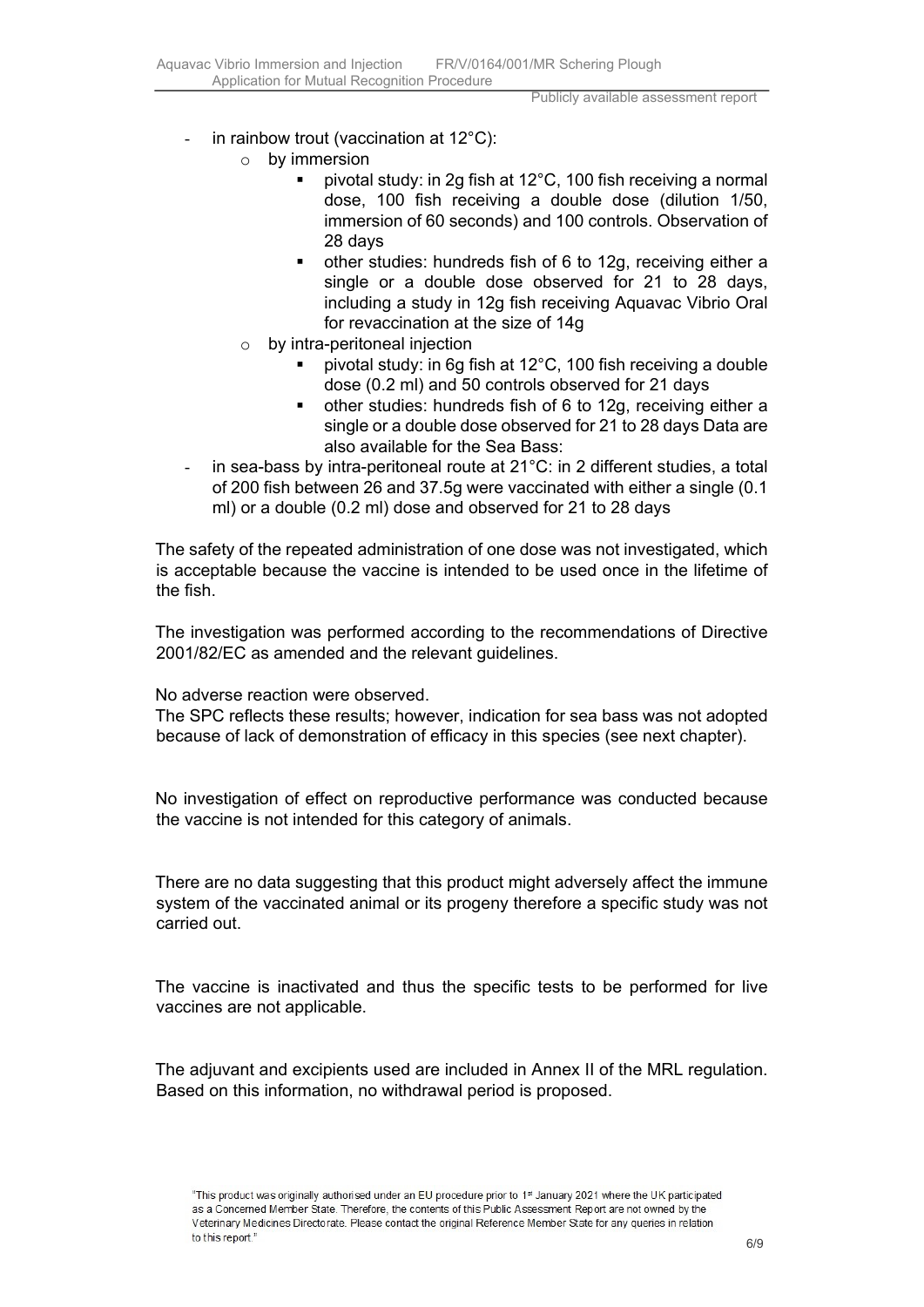- in rainbow trout (vaccination at 12°C):
  - by immersion
    - pivotal study: in 2g fish at 12°C, 100 fish receiving a normal dose, 100 fish receiving a double dose (dilution 1/50, immersion of 60 seconds) and 100 controls. Observation of 28 days
    - other studies: hundreds fish of 6 to 12g, receiving either a single or a double dose observed for 21 to 28 days, including a study in 12g fish receiving Aquavac Vibrio Oral for revaccination at the size of 14g
  - by intra-peritoneal injection
    - pivotal study: in 6g fish at 12°C, 100 fish receiving a double dose (0.2 ml) and 50 controls observed for 21 days
    - other studies: hundreds fish of 6 to 12g, receiving either a single or a double dose observed for 21 to 28 days Data are also available for the Sea Bass:
- in sea-bass by intra-peritoneal route at 21°C: in 2 different studies, a total of 200 fish between 26 and 37.5g were vaccinated with either a single (0.1 ml) or a double (0.2 ml) dose and observed for 21 to 28 days

The safety of the repeated administration of one dose was not investigated, which is acceptable because the vaccine is intended to be used once in the lifetime of the fish.

The investigation was performed according to the recommendations of Directive 2001/82/EC as amended and the relevant guidelines.

No adverse reaction were observed.
The SPC reflects these results; however, indication for sea bass was not adopted because of lack of demonstration of efficacy in this species (see next chapter).

No investigation of effect on reproductive performance was conducted because the vaccine is not intended for this category of animals.

There are no data suggesting that this product might adversely affect the immune system of the vaccinated animal or its progeny therefore a specific study was not carried out.

The vaccine is inactivated and thus the specific tests to be performed for live vaccines are not applicable.

The adjuvant and excipients used are included in Annex II of the MRL regulation. Based on this information, no withdrawal period is proposed.

"This product was originally authorised under an EU procedure prior to 1st January 2021 where the UK participated as a Concerned Member State. Therefore, the contents of this Public Assessment Report are not owned by the Veterinary Medicines Directorate. Please contact the original Reference Member State for any queries in relation to this report."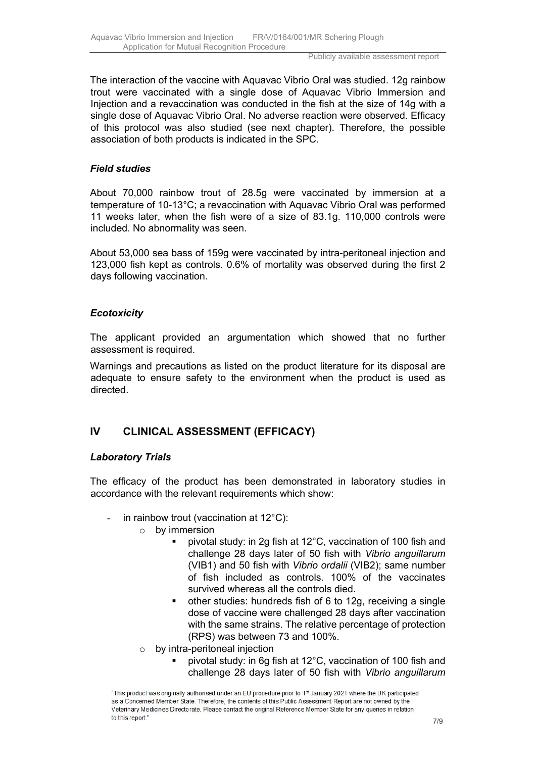The interaction of the vaccine with Aquavac Vibrio Oral was studied. 12g rainbow trout were vaccinated with a single dose of Aquavac Vibrio Immersion and Injection and a revaccination was conducted in the fish at the size of 14g with a single dose of Aquavac Vibrio Oral. No adverse reaction were observed. Efficacy of this protocol was also studied (see next chapter). Therefore, the possible association of both products is indicated in the SPC.

### *Field studies*

About 70,000 rainbow trout of 28.5g were vaccinated by immersion at a temperature of 10-13°C; a revaccination with Aquavac Vibrio Oral was performed 11 weeks later, when the fish were of a size of 83.1g. 110,000 controls were included. No abnormality was seen.

About 53,000 sea bass of 159g were vaccinated by intra-peritoneal injection and 123,000 fish kept as controls. 0.6% of mortality was observed during the first 2 days following vaccination.

### *Ecotoxicity*

The applicant provided an argumentation which showed that no further assessment is required.

Warnings and precautions as listed on the product literature for its disposal are adequate to ensure safety to the environment when the product is used as directed.

## IV CLINICAL ASSESSMENT (EFFICACY)

### *Laboratory Trials*

The efficacy of the product has been demonstrated in laboratory studies in accordance with the relevant requirements which show:

- in rainbow trout (vaccination at 12°C):
  - by immersion
    - pivotal study: in 2g fish at 12°C, vaccination of 100 fish and challenge 28 days later of 50 fish with *Vibrio anguillarum* (VIB1) and 50 fish with *Vibrio ordalii* (VIB2); same number of fish included as controls. 100% of the vaccinates survived whereas all the controls died.
    - other studies: hundreds fish of 6 to 12g, receiving a single dose of vaccine were challenged 28 days after vaccination with the same strains. The relative percentage of protection (RPS) was between 73 and 100%.
  - by intra-peritoneal injection
    - pivotal study: in 6g fish at 12°C, vaccination of 100 fish and challenge 28 days later of 50 fish with *Vibrio anguillarum*

"This product was originally authorised under an EU procedure prior to 1st January 2021 where the UK participated as a Concerned Member State. Therefore, the contents of this Public Assessment Report are not owned by the Veterinary Medicines Directorate. Please contact the original Reference Member State for any queries in relation to this report."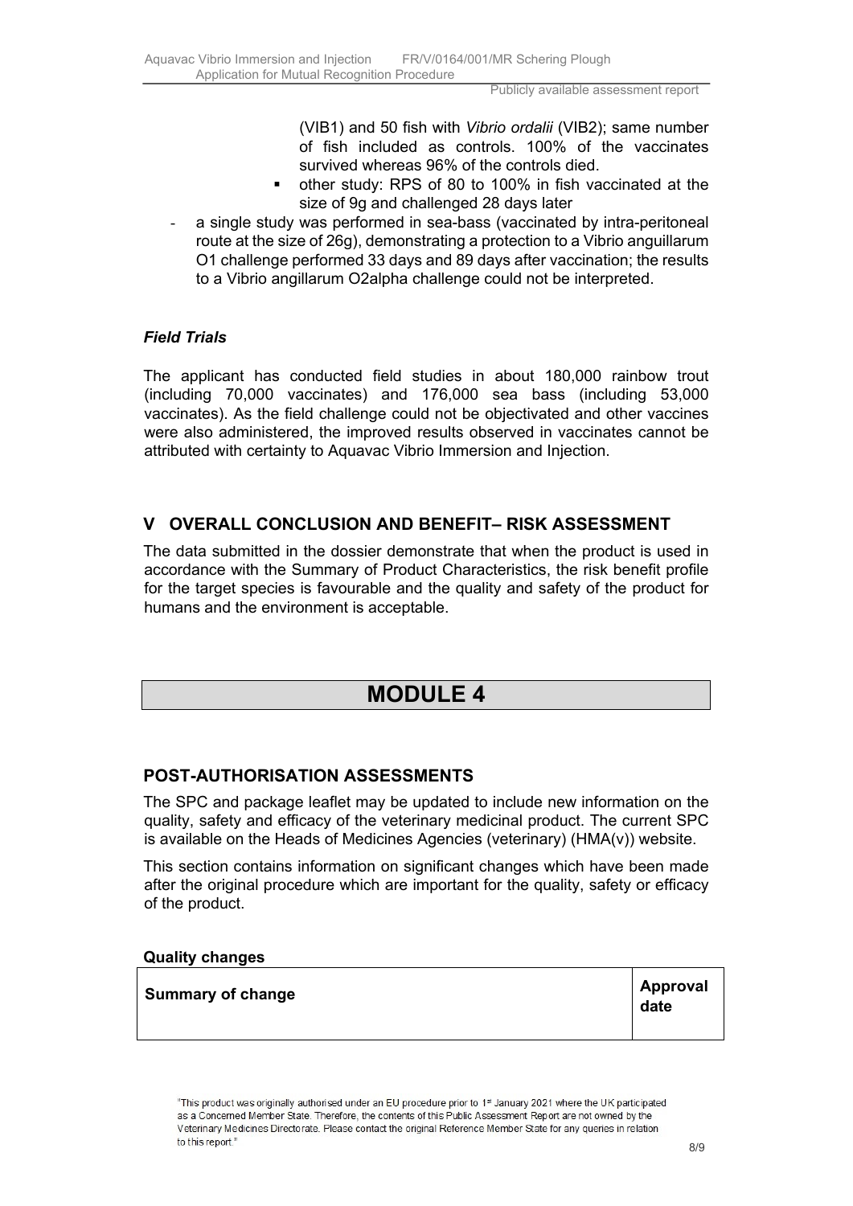(VIB1) and 50 fish with *Vibrio ordalii* (VIB2); same number of fish included as controls. 100% of the vaccinates survived whereas 96% of the controls died.
  - other study: RPS of 80 to 100% in fish vaccinated at the size of 9g and challenged 28 days later
- a single study was performed in sea-bass (vaccinated by intra-peritoneal route at the size of 26g), demonstrating a protection to a Vibrio anguillarum O1 challenge performed 33 days and 89 days after vaccination; the results to a Vibrio angillarum O2alpha challenge could not be interpreted.

### *Field Trials*

The applicant has conducted field studies in about 180,000 rainbow trout (including 70,000 vaccinates) and 176,000 sea bass (including 53,000 vaccinates). As the field challenge could not be objectivated and other vaccines were also administered, the improved results observed in vaccinates cannot be attributed with certainty to Aquavac Vibrio Immersion and Injection.

## V OVERALL CONCLUSION AND BENEFIT– RISK ASSESSMENT

The data submitted in the dossier demonstrate that when the product is used in accordance with the Summary of Product Characteristics, the risk benefit profile for the target species is favourable and the quality and safety of the product for humans and the environment is acceptable.

# MODULE 4

## POST-AUTHORISATION ASSESSMENTS

The SPC and package leaflet may be updated to include new information on the quality, safety and efficacy of the veterinary medicinal product. The current SPC is available on the Heads of Medicines Agencies (veterinary) (HMA(v)) website.

This section contains information on significant changes which have been made after the original procedure which are important for the quality, safety or efficacy of the product.

**Quality changes**

| Summary of change | Approval date |
|---|---|

"This product was originally authorised under an EU procedure prior to 1st January 2021 where the UK participated as a Concerned Member State. Therefore, the contents of this Public Assessment Report are not owned by the Veterinary Medicines Directorate. Please contact the original Reference Member State for any queries in relation to this report."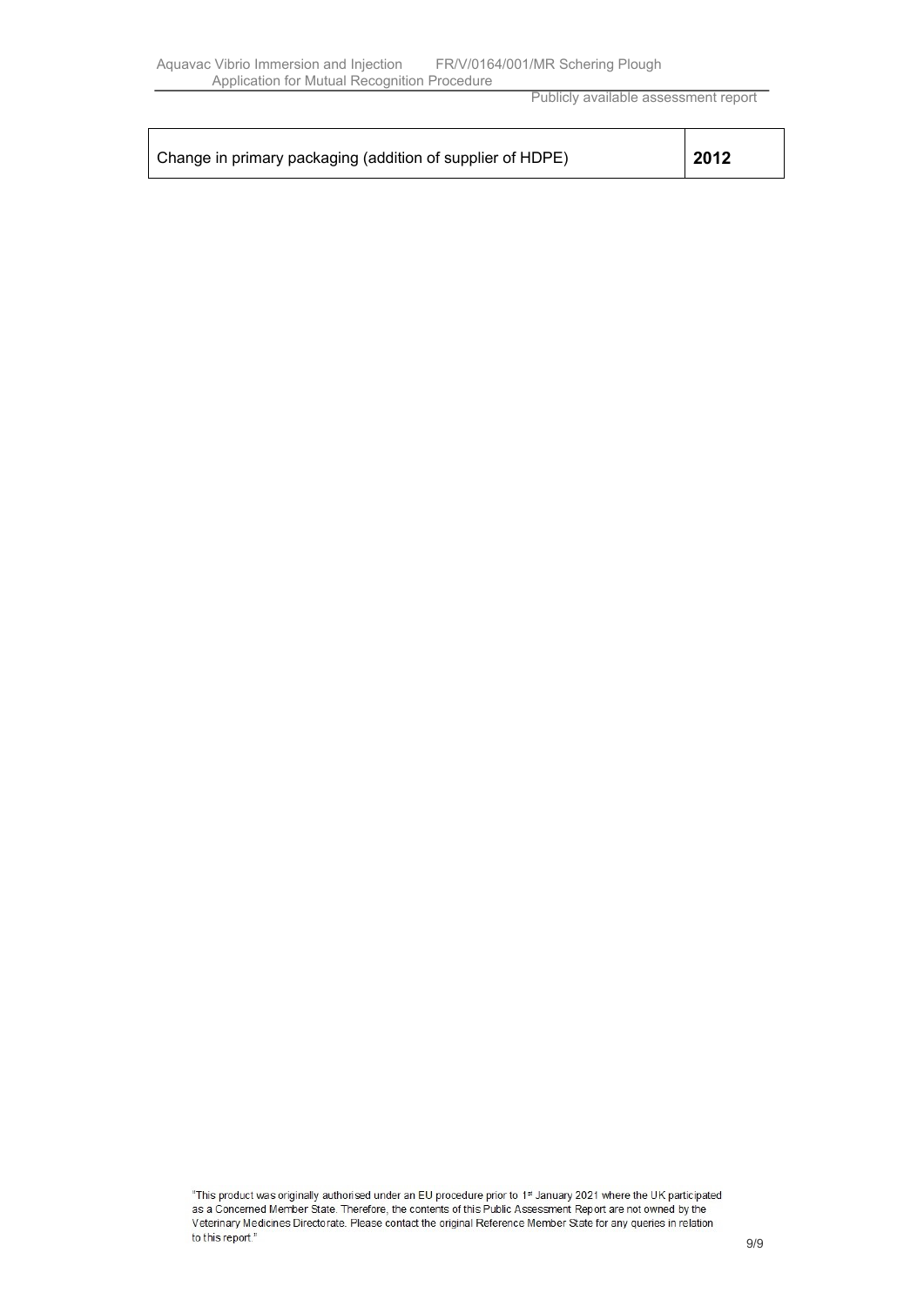| | |
|---|---|
| Change in primary packaging (addition of supplier of HDPE) | **2012** |

"This product was originally authorised under an EU procedure prior to 1st January 2021 where the UK participated as a Concerned Member State. Therefore, the contents of this Public Assessment Report are not owned by the Veterinary Medicines Directorate. Please contact the original Reference Member State for any queries in relation to this report."